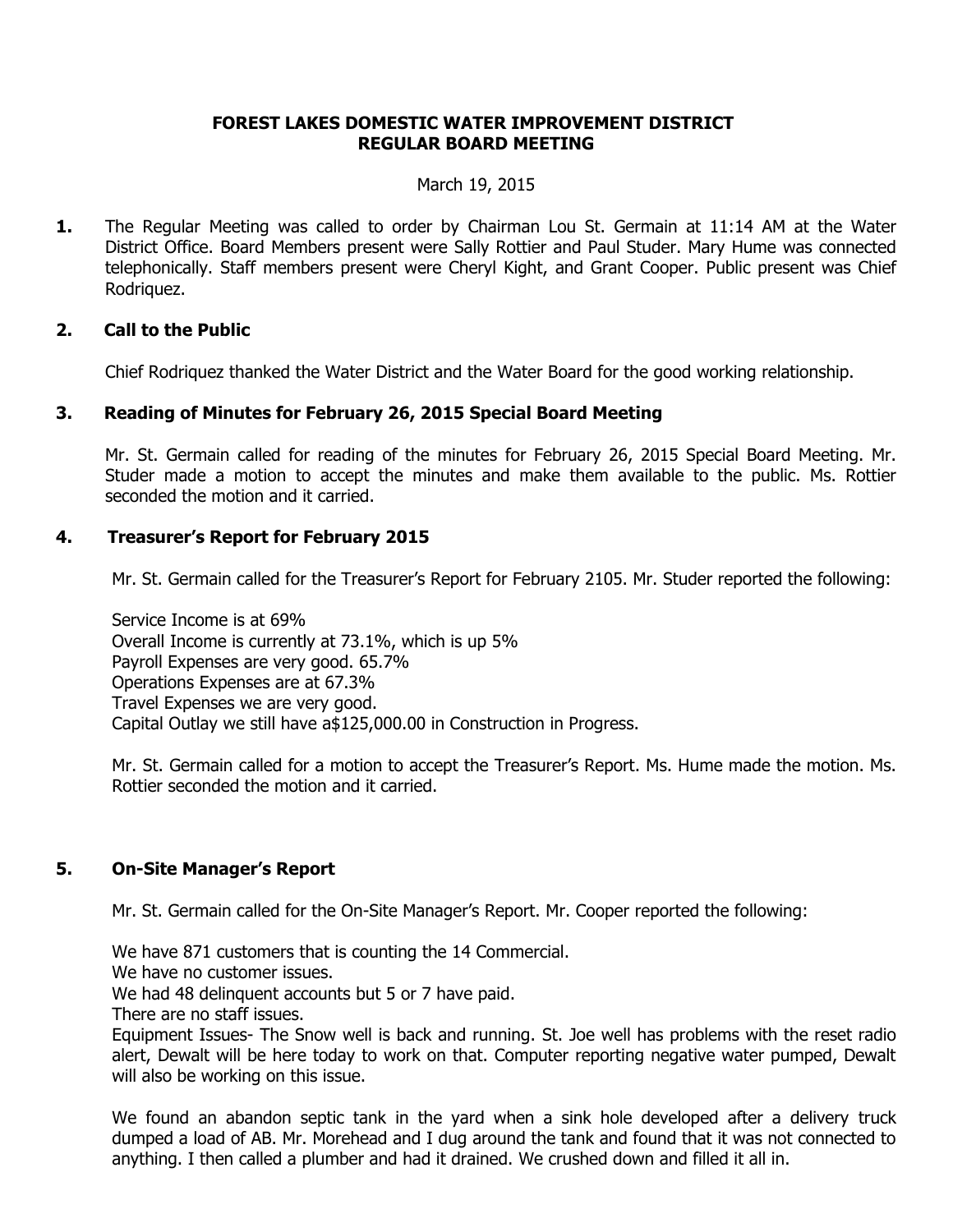**FOREST LAKES DOMESTIC WATER IMPROVEMENT DISTRICT**
**REGULAR BOARD MEETING**

March 19, 2015

**1.** The Regular Meeting was called to order by Chairman Lou St. Germain at 11:14 AM at the Water District Office. Board Members present were Sally Rottier and Paul Studer. Mary Hume was connected telephonically. Staff members present were Cheryl Kight, and Grant Cooper. Public present was Chief Rodriquez.

## 2. Call to the Public

Chief Rodriquez thanked the Water District and the Water Board for the good working relationship.

## 3. Reading of Minutes for February 26, 2015 Special Board Meeting

Mr. St. Germain called for reading of the minutes for February 26, 2015 Special Board Meeting. Mr. Studer made a motion to accept the minutes and make them available to the public. Ms. Rottier seconded the motion and it carried.

## 4. Treasurer's Report for February 2015

Mr. St. Germain called for the Treasurer's Report for February 2105. Mr. Studer reported the following:

Service Income is at 69%
Overall Income is currently at 73.1%, which is up 5%
Payroll Expenses are very good. 65.7%
Operations Expenses are at 67.3%
Travel Expenses we are very good.
Capital Outlay we still have a$125,000.00 in Construction in Progress.

Mr. St. Germain called for a motion to accept the Treasurer's Report. Ms. Hume made the motion. Ms. Rottier seconded the motion and it carried.

## 5. On-Site Manager's Report

Mr. St. Germain called for the On-Site Manager's Report. Mr. Cooper reported the following:

We have 871 customers that is counting the 14 Commercial.
We have no customer issues.
We had 48 delinquent accounts but 5 or 7 have paid.
There are no staff issues.
Equipment Issues- The Snow well is back and running. St. Joe well has problems with the reset radio alert, Dewalt will be here today to work on that. Computer reporting negative water pumped, Dewalt will also be working on this issue.

We found an abandon septic tank in the yard when a sink hole developed after a delivery truck dumped a load of AB. Mr. Morehead and I dug around the tank and found that it was not connected to anything. I then called a plumber and had it drained. We crushed down and filled it all in.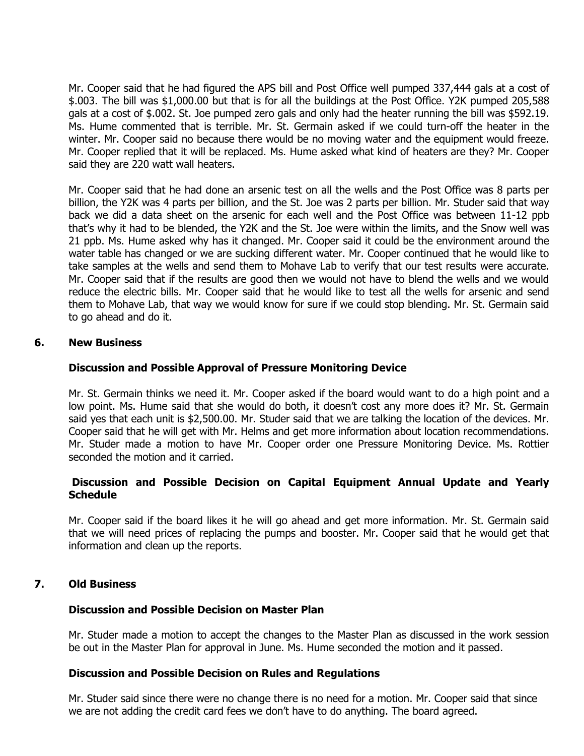Mr. Cooper said that he had figured the APS bill and Post Office well pumped 337,444 gals at a cost of $.003. The bill was $1,000.00 but that is for all the buildings at the Post Office. Y2K pumped 205,588 gals at a cost of $.002. St. Joe pumped zero gals and only had the heater running the bill was $592.19. Ms. Hume commented that is terrible. Mr. St. Germain asked if we could turn-off the heater in the winter. Mr. Cooper said no because there would be no moving water and the equipment would freeze. Mr. Cooper replied that it will be replaced. Ms. Hume asked what kind of heaters are they? Mr. Cooper said they are 220 watt wall heaters.

Mr. Cooper said that he had done an arsenic test on all the wells and the Post Office was 8 parts per billion, the Y2K was 4 parts per billion, and the St. Joe was 2 parts per billion. Mr. Studer said that way back we did a data sheet on the arsenic for each well and the Post Office was between 11-12 ppb that's why it had to be blended, the Y2K and the St. Joe were within the limits, and the Snow well was 21 ppb. Ms. Hume asked why has it changed. Mr. Cooper said it could be the environment around the water table has changed or we are sucking different water. Mr. Cooper continued that he would like to take samples at the wells and send them to Mohave Lab to verify that our test results were accurate. Mr. Cooper said that if the results are good then we would not have to blend the wells and we would reduce the electric bills. Mr. Cooper said that he would like to test all the wells for arsenic and send them to Mohave Lab, that way we would know for sure if we could stop blending. Mr. St. Germain said to go ahead and do it.

## 6. New Business

### Discussion and Possible Approval of Pressure Monitoring Device

Mr. St. Germain thinks we need it. Mr. Cooper asked if the board would want to do a high point and a low point. Ms. Hume said that she would do both, it doesn't cost any more does it? Mr. St. Germain said yes that each unit is $2,500.00. Mr. Studer said that we are talking the location of the devices. Mr. Cooper said that he will get with Mr. Helms and get more information about location recommendations. Mr. Studer made a motion to have Mr. Cooper order one Pressure Monitoring Device. Ms. Rottier seconded the motion and it carried.

### Discussion and Possible Decision on Capital Equipment Annual Update and Yearly Schedule

Mr. Cooper said if the board likes it he will go ahead and get more information. Mr. St. Germain said that we will need prices of replacing the pumps and booster. Mr. Cooper said that he would get that information and clean up the reports.

## 7. Old Business

### Discussion and Possible Decision on Master Plan

Mr. Studer made a motion to accept the changes to the Master Plan as discussed in the work session be out in the Master Plan for approval in June. Ms. Hume seconded the motion and it passed.

### Discussion and Possible Decision on Rules and Regulations

Mr. Studer said since there were no change there is no need for a motion. Mr. Cooper said that since we are not adding the credit card fees we don't have to do anything. The board agreed.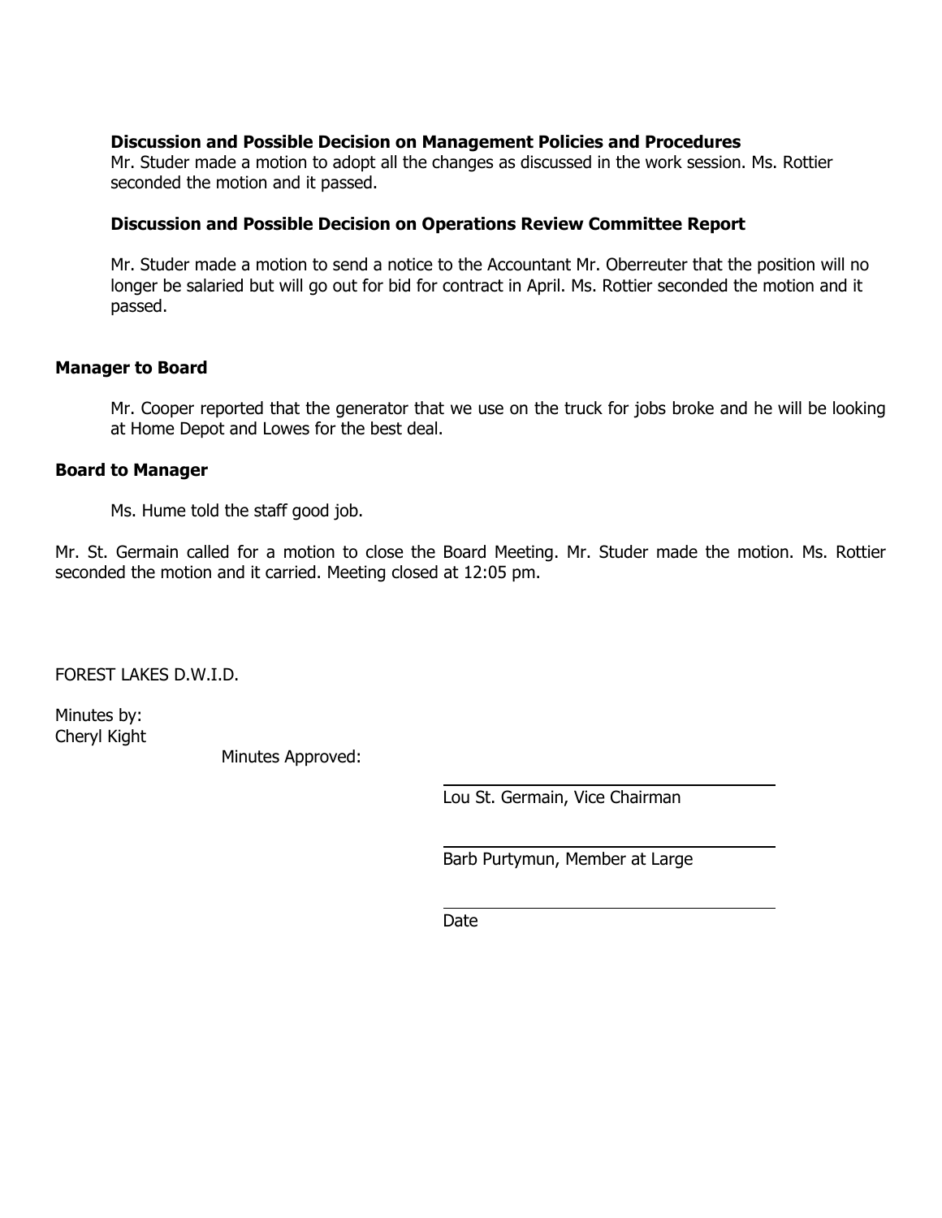**Discussion and Possible Decision on Management Policies and Procedures**

Mr. Studer made a motion to adopt all the changes as discussed in the work session. Ms. Rottier seconded the motion and it passed.

**Discussion and Possible Decision on Operations Review Committee Report**

Mr. Studer made a motion to send a notice to the Accountant Mr. Oberreuter that the position will no longer be salaried but will go out for bid for contract in April. Ms. Rottier seconded the motion and it passed.

**Manager to Board**

Mr. Cooper reported that the generator that we use on the truck for jobs broke and he will be looking at Home Depot and Lowes for the best deal.

**Board to Manager**

Ms. Hume told the staff good job.

Mr. St. Germain called for a motion to close the Board Meeting. Mr. Studer made the motion. Ms. Rottier seconded the motion and it carried. Meeting closed at 12:05 pm.

FOREST LAKES D.W.I.D.

Minutes by:
Cheryl Kight

Minutes Approved:

______________________________
Lou St. Germain, Vice Chairman

______________________________
Barb Purtymun, Member at Large

______________________________
Date